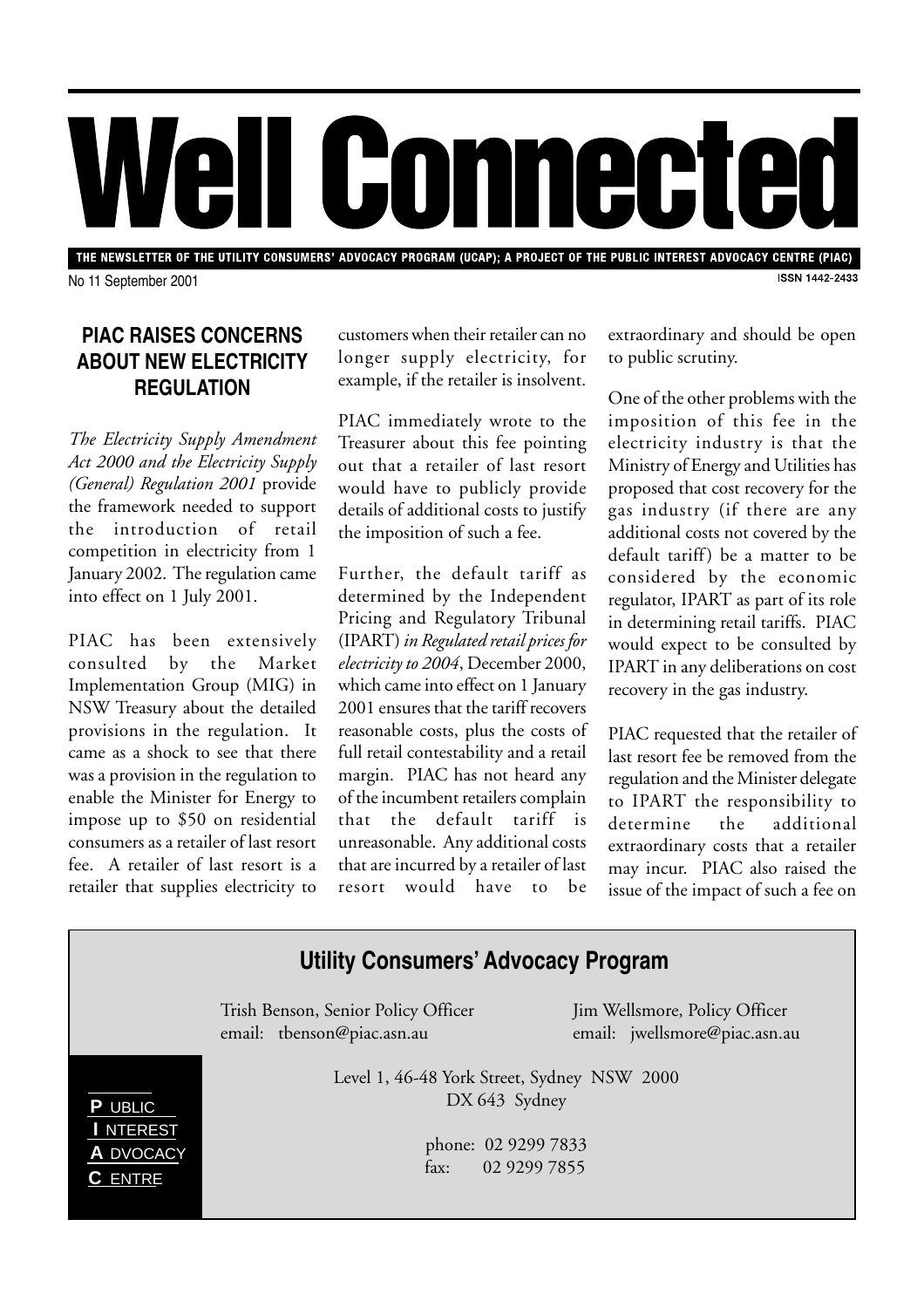# Well Connected

THE NEWSLETTER OF THE UTILITY CONSUMERS' ADVOCACY PROGRAM (UCAP); A PROJECT OF THE PUBLIC INTEREST ADVOCACY CENTRE (PIAC)

No 11 September 2001

ISSN 1442-2433

## PIAC RAISES CONCERNS ABOUT NEW ELECTRICITY REGULATION

*The Electricity Supply Amendment Act 2000 and the Electricity Supply (General) Regulation 2001* provide the framework needed to support the introduction of retail competition in electricity from 1 January 2002. The regulation came into effect on 1 July 2001.

PIAC has been extensively consulted by the Market Implementation Group (MIG) in NSW Treasury about the detailed provisions in the regulation. It came as a shock to see that there was a provision in the regulation to enable the Minister for Energy to impose up to $50 on residential consumers as a retailer of last resort fee. A retailer of last resort is a retailer that supplies electricity to customers when their retailer can no longer supply electricity, for example, if the retailer is insolvent.

PIAC immediately wrote to the Treasurer about this fee pointing out that a retailer of last resort would have to publicly provide details of additional costs to justify the imposition of such a fee.

Further, the default tariff as determined by the Independent Pricing and Regulatory Tribunal (IPART) *in Regulated retail prices for electricity to 2004*, December 2000, which came into effect on 1 January 2001 ensures that the tariff recovers reasonable costs, plus the costs of full retail contestability and a retail margin. PIAC has not heard any of the incumbent retailers complain that the default tariff is unreasonable. Any additional costs that are incurred by a retailer of last resort would have to be extraordinary and should be open to public scrutiny.

One of the other problems with the imposition of this fee in the electricity industry is that the Ministry of Energy and Utilities has proposed that cost recovery for the gas industry (if there are any additional costs not covered by the default tariff) be a matter to be considered by the economic regulator, IPART as part of its role in determining retail tariffs. PIAC would expect to be consulted by IPART in any deliberations on cost recovery in the gas industry.

PIAC requested that the retailer of last resort fee be removed from the regulation and the Minister delegate to IPART the responsibility to determine the additional extraordinary costs that a retailer may incur. PIAC also raised the issue of the impact of such a fee on

---

## Utility Consumers' Advocacy Program

Trish Benson, Senior Policy Officer
email: tbenson@piac.asn.au

Jim Wellsmore, Policy Officer
email: jwellsmore@piac.asn.au

**P**UBLIC
**I**NTEREST
**A**DVOCACY
**C**ENTRE

Level 1, 46-48 York Street, Sydney NSW 2000
DX 643 Sydney

phone: 02 9299 7833
fax: 02 9299 7855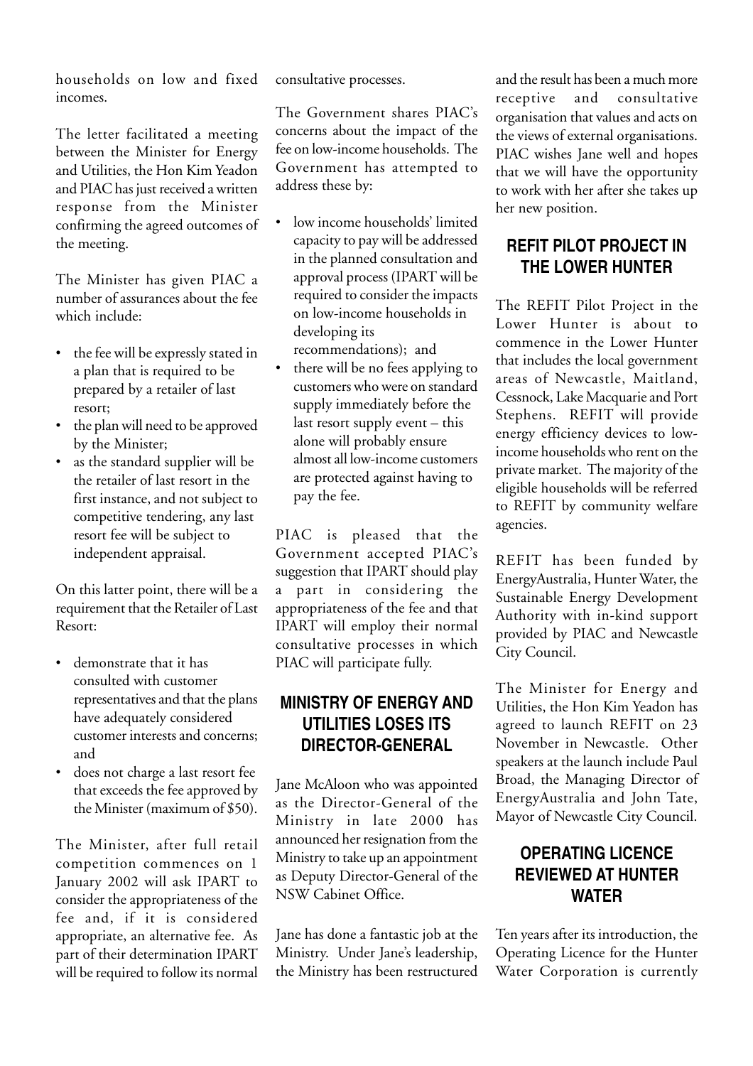households on low and fixed incomes.

The letter facilitated a meeting between the Minister for Energy and Utilities, the Hon Kim Yeadon and PIAC has just received a written response from the Minister confirming the agreed outcomes of the meeting.

The Minister has given PIAC a number of assurances about the fee which include:

- the fee will be expressly stated in a plan that is required to be prepared by a retailer of last resort;
- the plan will need to be approved by the Minister;
- as the standard supplier will be the retailer of last resort in the first instance, and not subject to competitive tendering, any last resort fee will be subject to independent appraisal.

On this latter point, there will be a requirement that the Retailer of Last Resort:

- demonstrate that it has consulted with customer representatives and that the plans have adequately considered customer interests and concerns; and
- does not charge a last resort fee that exceeds the fee approved by the Minister (maximum of $50).

The Minister, after full retail competition commences on 1 January 2002 will ask IPART to consider the appropriateness of the fee and, if it is considered appropriate, an alternative fee. As part of their determination IPART will be required to follow its normal consultative processes.

The Government shares PIAC's concerns about the impact of the fee on low-income households. The Government has attempted to address these by:

- low income households' limited capacity to pay will be addressed in the planned consultation and approval process (IPART will be required to consider the impacts on low-income households in developing its recommendations); and
- there will be no fees applying to customers who were on standard supply immediately before the last resort supply event – this alone will probably ensure almost all low-income customers are protected against having to pay the fee.

PIAC is pleased that the Government accepted PIAC's suggestion that IPART should play a part in considering the appropriateness of the fee and that IPART will employ their normal consultative processes in which PIAC will participate fully.

## MINISTRY OF ENERGY AND UTILITIES LOSES ITS DIRECTOR-GENERAL

Jane McAloon who was appointed as the Director-General of the Ministry in late 2000 has announced her resignation from the Ministry to take up an appointment as Deputy Director-General of the NSW Cabinet Office.

Jane has done a fantastic job at the Ministry. Under Jane's leadership, the Ministry has been restructured and the result has been a much more receptive and consultative organisation that values and acts on the views of external organisations. PIAC wishes Jane well and hopes that we will have the opportunity to work with her after she takes up her new position.

## REFIT PILOT PROJECT IN THE LOWER HUNTER

The REFIT Pilot Project in the Lower Hunter is about to commence in the Lower Hunter that includes the local government areas of Newcastle, Maitland, Cessnock, Lake Macquarie and Port Stephens. REFIT will provide energy efficiency devices to low-income households who rent on the private market. The majority of the eligible households will be referred to REFIT by community welfare agencies.

REFIT has been funded by EnergyAustralia, Hunter Water, the Sustainable Energy Development Authority with in-kind support provided by PIAC and Newcastle City Council.

The Minister for Energy and Utilities, the Hon Kim Yeadon has agreed to launch REFIT on 23 November in Newcastle. Other speakers at the launch include Paul Broad, the Managing Director of EnergyAustralia and John Tate, Mayor of Newcastle City Council.

## OPERATING LICENCE REVIEWED AT HUNTER WATER

Ten years after its introduction, the Operating Licence for the Hunter Water Corporation is currently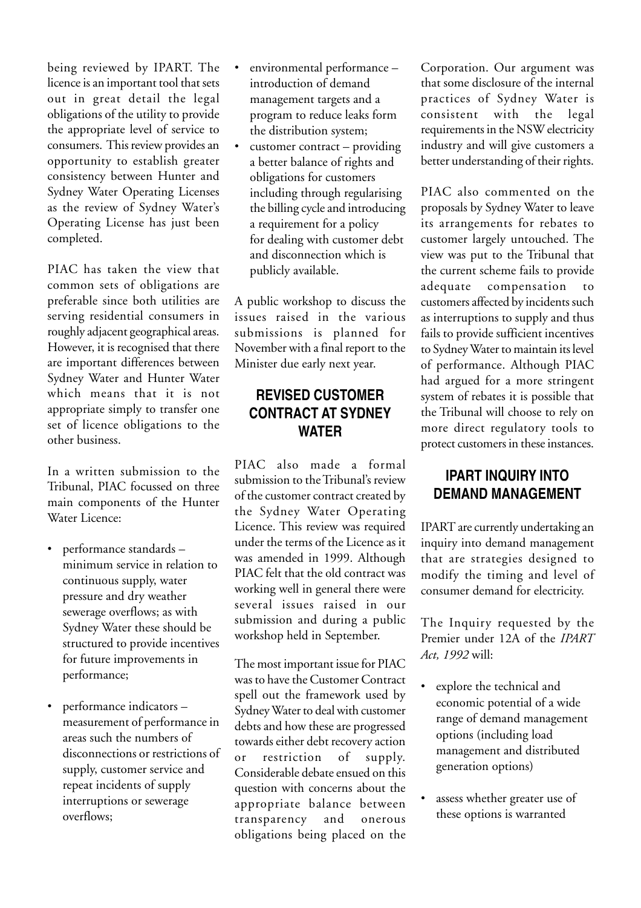being reviewed by IPART. The licence is an important tool that sets out in great detail the legal obligations of the utility to provide the appropriate level of service to consumers. This review provides an opportunity to establish greater consistency between Hunter and Sydney Water Operating Licenses as the review of Sydney Water's Operating License has just been completed.

PIAC has taken the view that common sets of obligations are preferable since both utilities are serving residential consumers in roughly adjacent geographical areas. However, it is recognised that there are important differences between Sydney Water and Hunter Water which means that it is not appropriate simply to transfer one set of licence obligations to the other business.

In a written submission to the Tribunal, PIAC focussed on three main components of the Hunter Water Licence:

- performance standards – minimum service in relation to continuous supply, water pressure and dry weather sewerage overflows; as with Sydney Water these should be structured to provide incentives for future improvements in performance;
- performance indicators – measurement of performance in areas such the numbers of disconnections or restrictions of supply, customer service and repeat incidents of supply interruptions or sewerage overflows;
- environmental performance – introduction of demand management targets and a program to reduce leaks form the distribution system;
- customer contract – providing a better balance of rights and obligations for customers including through regularising the billing cycle and introducing a requirement for a policy for dealing with customer debt and disconnection which is publicly available.

A public workshop to discuss the issues raised in the various submissions is planned for November with a final report to the Minister due early next year.

## REVISED CUSTOMER CONTRACT AT SYDNEY WATER

PIAC also made a formal submission to the Tribunal's review of the customer contract created by the Sydney Water Operating Licence. This review was required under the terms of the Licence as it was amended in 1999. Although PIAC felt that the old contract was working well in general there were several issues raised in our submission and during a public workshop held in September.

The most important issue for PIAC was to have the Customer Contract spell out the framework used by Sydney Water to deal with customer debts and how these are progressed towards either debt recovery action or restriction of supply. Considerable debate ensued on this question with concerns about the appropriate balance between transparency and onerous obligations being placed on the Corporation. Our argument was that some disclosure of the internal practices of Sydney Water is consistent with the legal requirements in the NSW electricity industry and will give customers a better understanding of their rights.

PIAC also commented on the proposals by Sydney Water to leave its arrangements for rebates to customer largely untouched. The view was put to the Tribunal that the current scheme fails to provide adequate compensation to customers affected by incidents such as interruptions to supply and thus fails to provide sufficient incentives to Sydney Water to maintain its level of performance. Although PIAC had argued for a more stringent system of rebates it is possible that the Tribunal will choose to rely on more direct regulatory tools to protect customers in these instances.

## IPART INQUIRY INTO DEMAND MANAGEMENT

IPART are currently undertaking an inquiry into demand management that are strategies designed to modify the timing and level of consumer demand for electricity.

The Inquiry requested by the Premier under 12A of the *IPART Act, 1992* will:

- explore the technical and economic potential of a wide range of demand management options (including load management and distributed generation options)
- assess whether greater use of these options is warranted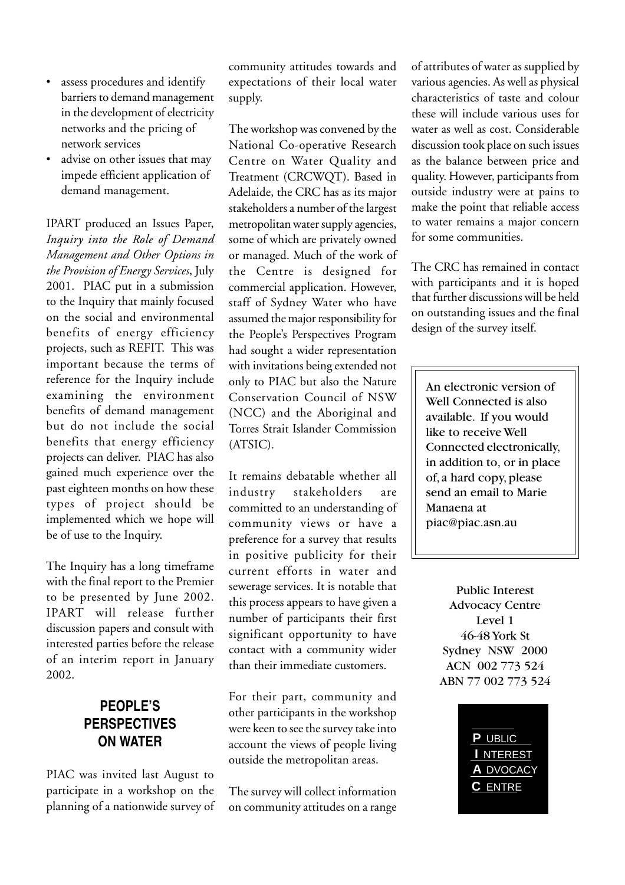- assess procedures and identify barriers to demand management in the development of electricity networks and the pricing of network services
- advise on other issues that may impede efficient application of demand management.

IPART produced an Issues Paper, *Inquiry into the Role of Demand Management and Other Options in the Provision of Energy Services*, July 2001. PIAC put in a submission to the Inquiry that mainly focused on the social and environmental benefits of energy efficiency projects, such as REFIT. This was important because the terms of reference for the Inquiry include examining the environment benefits of demand management but do not include the social benefits that energy efficiency projects can deliver. PIAC has also gained much experience over the past eighteen months on how these types of project should be implemented which we hope will be of use to the Inquiry.

The Inquiry has a long timeframe with the final report to the Premier to be presented by June 2002. IPART will release further discussion papers and consult with interested parties before the release of an interim report in January 2002.

## PEOPLE'S PERSPECTIVES ON WATER

PIAC was invited last August to participate in a workshop on the planning of a nationwide survey of community attitudes towards and expectations of their local water supply.

The workshop was convened by the National Co-operative Research Centre on Water Quality and Treatment (CRCWQT). Based in Adelaide, the CRC has as its major stakeholders a number of the largest metropolitan water supply agencies, some of which are privately owned or managed. Much of the work of the Centre is designed for commercial application. However, staff of Sydney Water who have assumed the major responsibility for the People's Perspectives Program had sought a wider representation with invitations being extended not only to PIAC but also the Nature Conservation Council of NSW (NCC) and the Aboriginal and Torres Strait Islander Commission (ATSIC).

It remains debatable whether all industry stakeholders are committed to an understanding of community views or have a preference for a survey that results in positive publicity for their current efforts in water and sewerage services. It is notable that this process appears to have given a number of participants their first significant opportunity to have contact with a community wider than their immediate customers.

For their part, community and other participants in the workshop were keen to see the survey take into account the views of people living outside the metropolitan areas.

The survey will collect information on community attitudes on a range of attributes of water as supplied by various agencies. As well as physical characteristics of taste and colour these will include various uses for water as well as cost. Considerable discussion took place on such issues as the balance between price and quality. However, participants from outside industry were at pains to make the point that reliable access to water remains a major concern for some communities.

The CRC has remained in contact with participants and it is hoped that further discussions will be held on outstanding issues and the final design of the survey itself.

An electronic version of Well Connected is also available. If you would like to receive Well Connected electronically, in addition to, or in place of, a hard copy, please send an email to Marie Manaena at piac@piac.asn.au

Public Interest Advocacy Centre
Level 1
46-48 York St
Sydney NSW 2000
ACN 002 773 524
ABN 77 002 773 524

**P** UBLIC
**I** NTEREST
**A** DVOCACY
**C** ENTRE